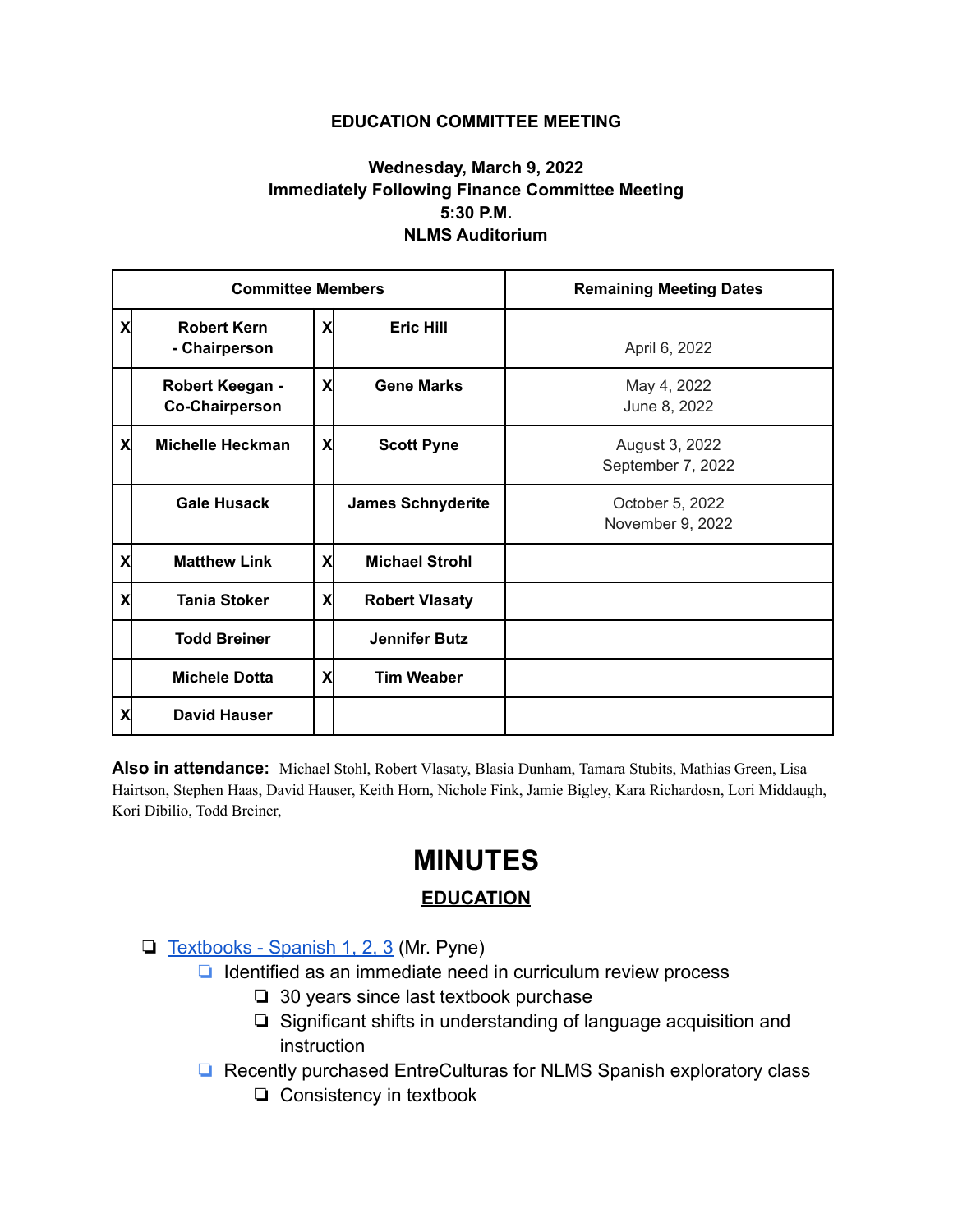**EDUCATION COMMITTEE MEETING**

**Wednesday, March 9, 2022**
**Immediately Following Finance Committee Meeting**
**5:30 P.M.**
**NLMS Auditorium**

| Committee Members | | | | Remaining Meeting Dates |
|---|---|---|---|---|
| X | **Robert Kern - Chairperson** | X | **Eric Hill** | April 6, 2022 |
| | **Robert Keegan - Co-Chairperson** | X | **Gene Marks** | May 4, 2022<br>June 8, 2022 |
| X | **Michelle Heckman** | X | **Scott Pyne** | August 3, 2022<br>September 7, 2022 |
| | **Gale Husack** | | **James Schnyderite** | October 5, 2022<br>November 9, 2022 |
| X | **Matthew Link** | X | **Michael Strohl** | |
| X | **Tania Stoker** | X | **Robert Vlasaty** | |
| | **Todd Breiner** | | **Jennifer Butz** | |
| | **Michele Dotta** | X | **Tim Weaber** | |
| X | **David Hauser** | | | |

**Also in attendance:** Michael Stohl, Robert Vlasaty, Blasia Dunham, Tamara Stubits, Mathias Green, Lisa Hairtson, Stephen Haas, David Hauser, Keith Horn, Nichole Fink, Jamie Bigley, Kara Richardosn, Lori Middaugh, Kori Dibilio, Todd Breiner,

# MINUTES

## EDUCATION

- Textbooks - Spanish 1, 2, 3 (Mr. Pyne)
  - Identified as an immediate need in curriculum review process
    - 30 years since last textbook purchase
    - Significant shifts in understanding of language acquisition and instruction
  - Recently purchased EntreCulturas for NLMS Spanish exploratory class
    - Consistency in textbook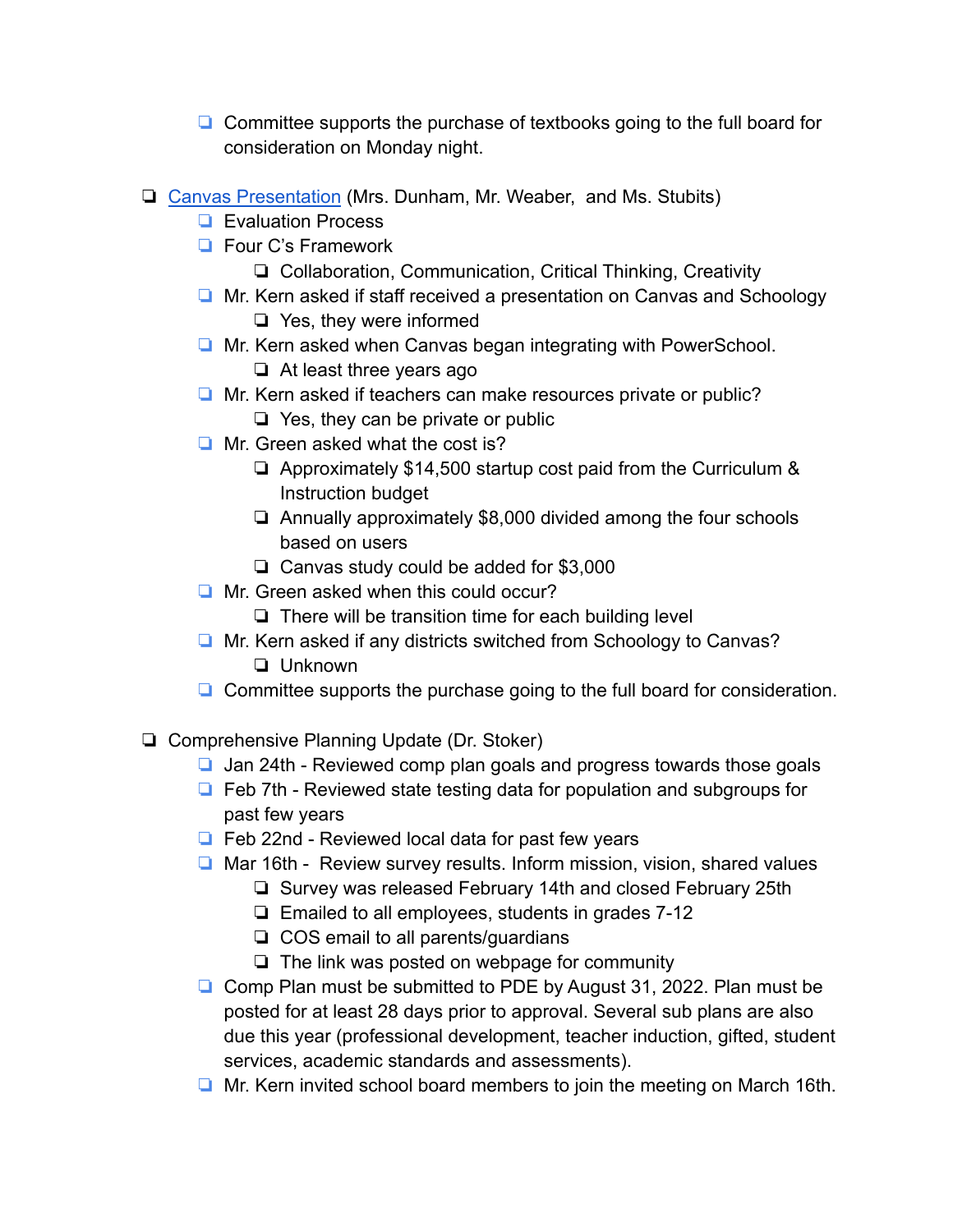- Committee supports the purchase of textbooks going to the full board for consideration on Monday night.

- Canvas Presentation (Mrs. Dunham, Mr. Weaber, and Ms. Stubits)
  - Evaluation Process
  - Four C's Framework
    - Collaboration, Communication, Critical Thinking, Creativity
  - Mr. Kern asked if staff received a presentation on Canvas and Schoology
    - Yes, they were informed
  - Mr. Kern asked when Canvas began integrating with PowerSchool.
    - At least three years ago
  - Mr. Kern asked if teachers can make resources private or public?
    - Yes, they can be private or public
  - Mr. Green asked what the cost is?
    - Approximately $14,500 startup cost paid from the Curriculum & Instruction budget
    - Annually approximately $8,000 divided among the four schools based on users
    - Canvas study could be added for $3,000
  - Mr. Green asked when this could occur?
    - There will be transition time for each building level
  - Mr. Kern asked if any districts switched from Schoology to Canvas?
    - Unknown
  - Committee supports the purchase going to the full board for consideration.

- Comprehensive Planning Update (Dr. Stoker)
  - Jan 24th - Reviewed comp plan goals and progress towards those goals
  - Feb 7th - Reviewed state testing data for population and subgroups for past few years
  - Feb 22nd - Reviewed local data for past few years
  - Mar 16th - Review survey results. Inform mission, vision, shared values
    - Survey was released February 14th and closed February 25th
    - Emailed to all employees, students in grades 7-12
    - COS email to all parents/guardians
    - The link was posted on webpage for community
  - Comp Plan must be submitted to PDE by August 31, 2022. Plan must be posted for at least 28 days prior to approval. Several sub plans are also due this year (professional development, teacher induction, gifted, student services, academic standards and assessments).
  - Mr. Kern invited school board members to join the meeting on March 16th.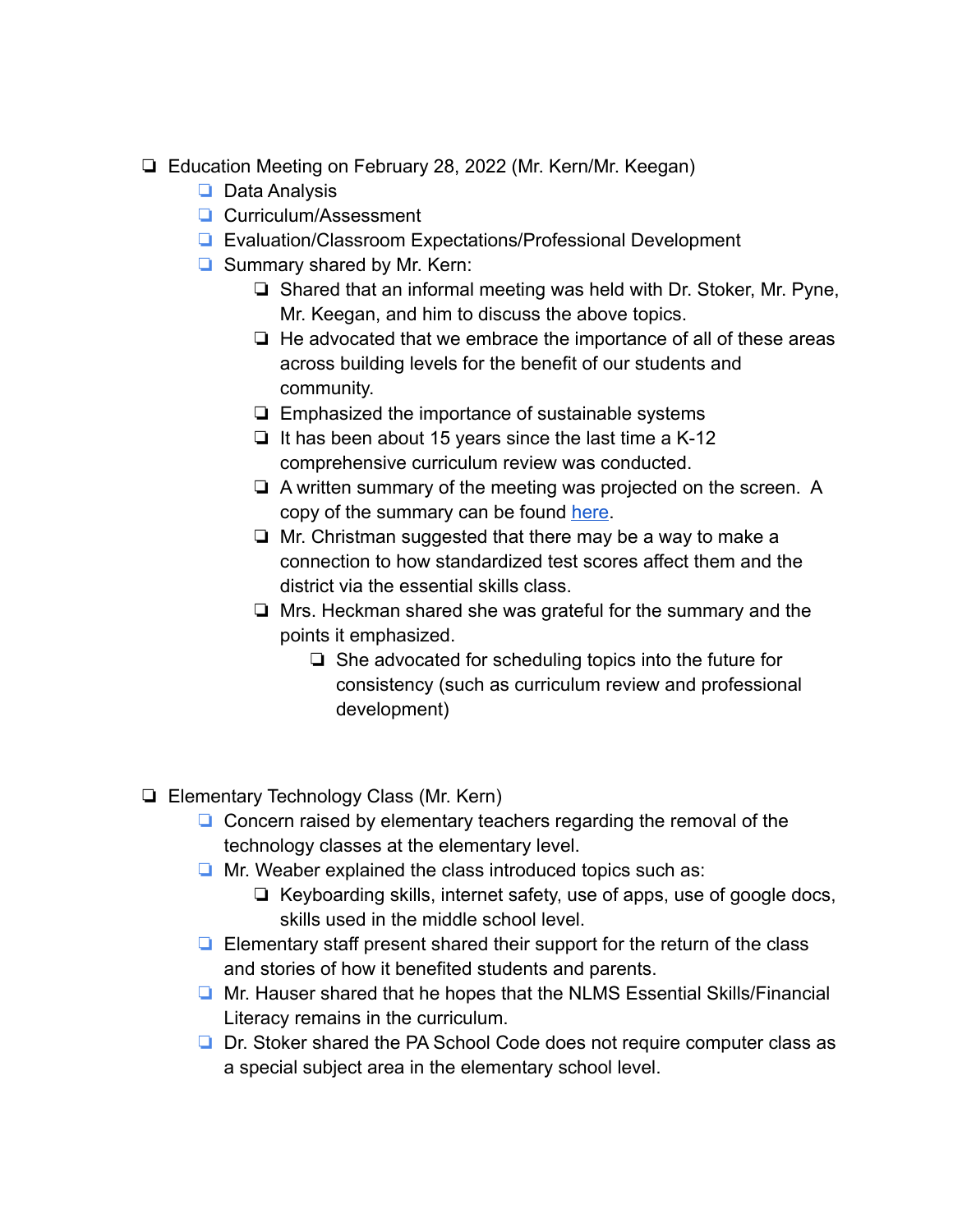- Education Meeting on February 28, 2022 (Mr. Kern/Mr. Keegan)
  - Data Analysis
  - Curriculum/Assessment
  - Evaluation/Classroom Expectations/Professional Development
  - Summary shared by Mr. Kern:
    - Shared that an informal meeting was held with Dr. Stoker, Mr. Pyne, Mr. Keegan, and him to discuss the above topics.
    - He advocated that we embrace the importance of all of these areas across building levels for the benefit of our students and community.
    - Emphasized the importance of sustainable systems
    - It has been about 15 years since the last time a K-12 comprehensive curriculum review was conducted.
    - A written summary of the meeting was projected on the screen. A copy of the summary can be found here.
    - Mr. Christman suggested that there may be a way to make a connection to how standardized test scores affect them and the district via the essential skills class.
    - Mrs. Heckman shared she was grateful for the summary and the points it emphasized.
      - She advocated for scheduling topics into the future for consistency (such as curriculum review and professional development)

- Elementary Technology Class (Mr. Kern)
  - Concern raised by elementary teachers regarding the removal of the technology classes at the elementary level.
  - Mr. Weaber explained the class introduced topics such as:
    - Keyboarding skills, internet safety, use of apps, use of google docs, skills used in the middle school level.
  - Elementary staff present shared their support for the return of the class and stories of how it benefited students and parents.
  - Mr. Hauser shared that he hopes that the NLMS Essential Skills/Financial Literacy remains in the curriculum.
  - Dr. Stoker shared the PA School Code does not require computer class as a special subject area in the elementary school level.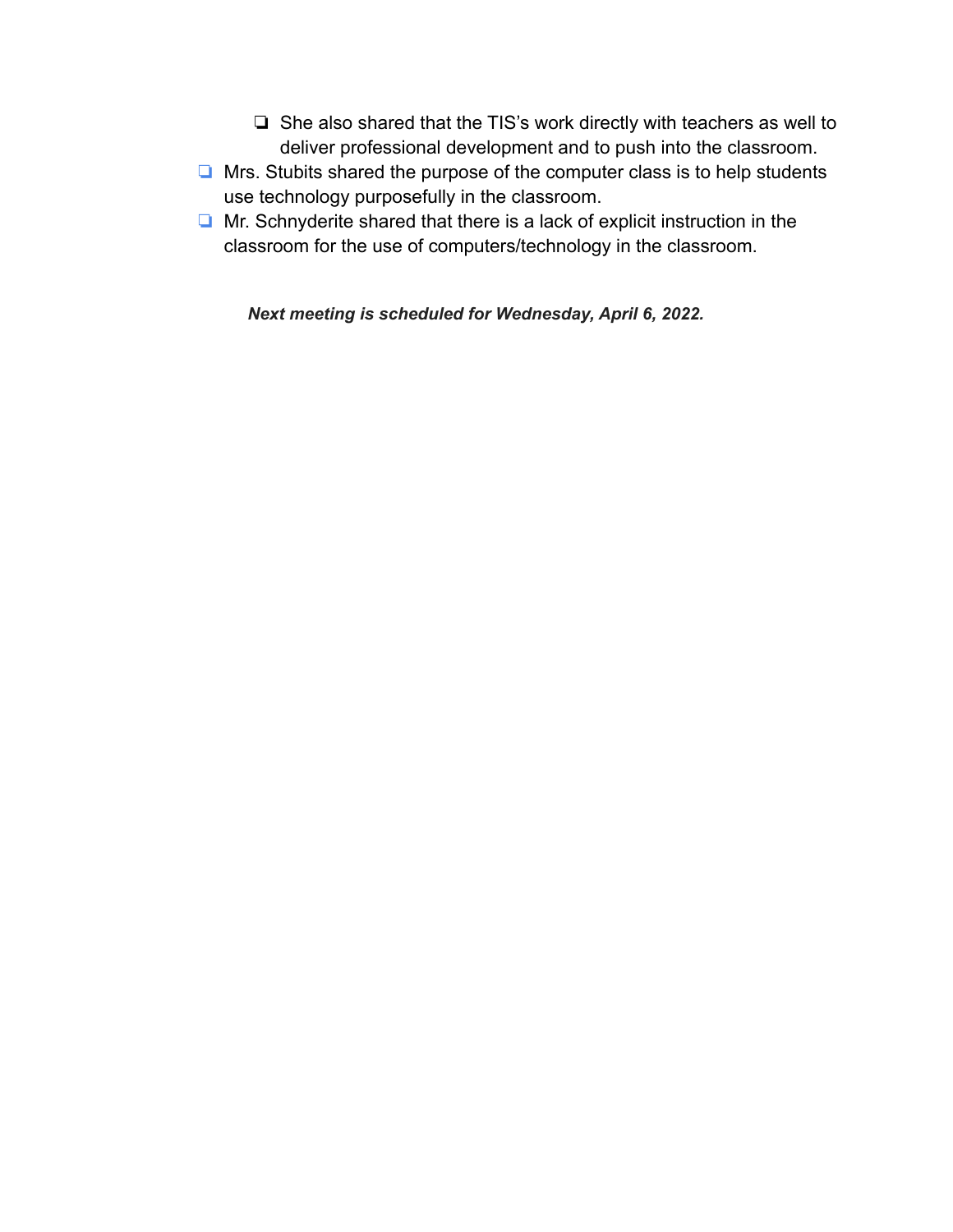- She also shared that the TIS's work directly with teachers as well to deliver professional development and to push into the classroom.
- Mrs. Stubits shared the purpose of the computer class is to help students use technology purposefully in the classroom.
- Mr. Schnyderite shared that there is a lack of explicit instruction in the classroom for the use of computers/technology in the classroom.

***Next meeting is scheduled for Wednesday, April 6, 2022.***